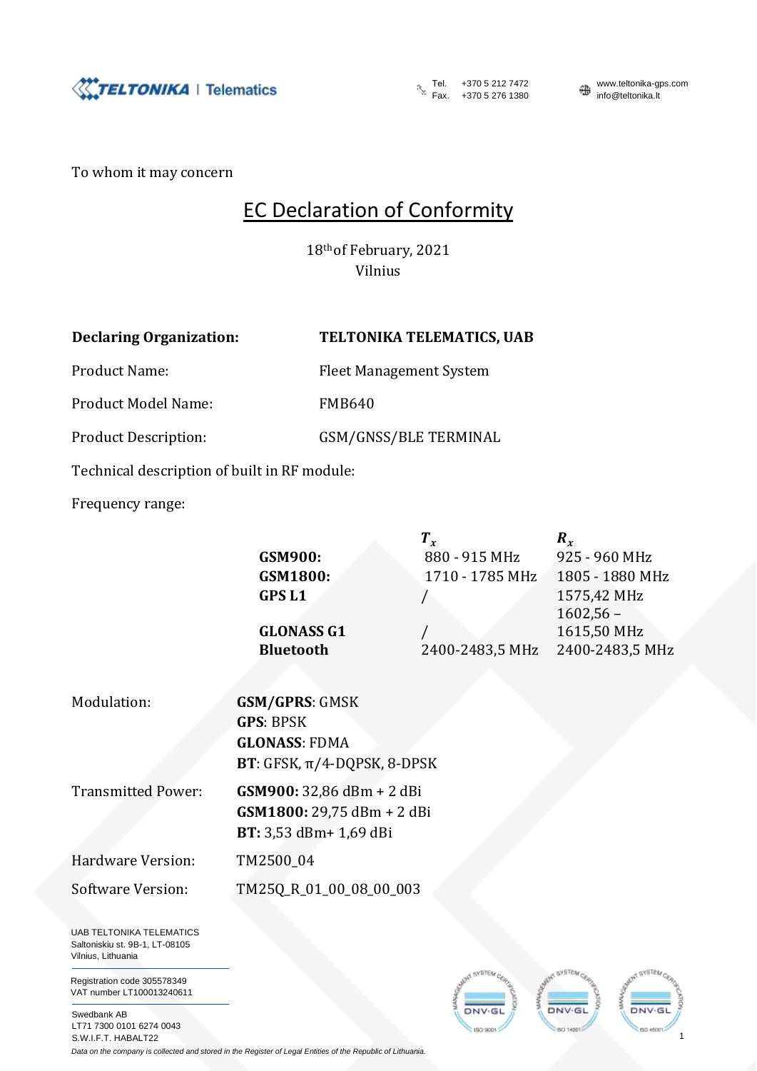To whom it may concern

# EC Declaration of Conformity

18th of February, 2021
Vilnius

**Declaring Organization:** **TELTONIKA TELEMATICS, UAB**

Product Name: Fleet Management System

Product Model Name: FMB640

Product Description: GSM/GNSS/BLE TERMINAL

Technical description of built in RF module:

Frequency range:

| | $T_x$ | $R_x$ |
|---|---|---|
| **GSM900:** | 880 - 915 MHz | 925 - 960 MHz |
| **GSM1800:** | 1710 - 1785 MHz | 1805 - 1880 MHz |
| **GPS L1** | / | 1575,42 MHz |
| **GLONASS G1** | / | 1602,56 – 1615,50 MHz |
| **Bluetooth** | 2400-2483,5 MHz | 2400-2483,5 MHz |

Modulation:
**GSM/GPRS**: GMSK
**GPS**: BPSK
**GLONASS**: FDMA
**BT**: GFSK, π/4-DQPSK, 8-DPSK

Transmitted Power:
**GSM900:** 32,86 dBm + 2 dBi
**GSM1800:** 29,75 dBm + 2 dBi
**BT:** 3,53 dBm+ 1,69 dBi

Hardware Version: TM2500_04

Software Version: TM25Q_R_01_00_08_00_003

UAB TELTONIKA TELEMATICS
Saltoniskiu st. 9B-1, LT-08105
Vilnius, Lithuania

Registration code 305578349
VAT number LT100013240611

Swedbank AB
LT71 7300 0101 6274 0043
S.W.I.F.T. HABALT22

*Data on the company is collected and stored in the Register of Legal Entities of the Republic of Lithuania.*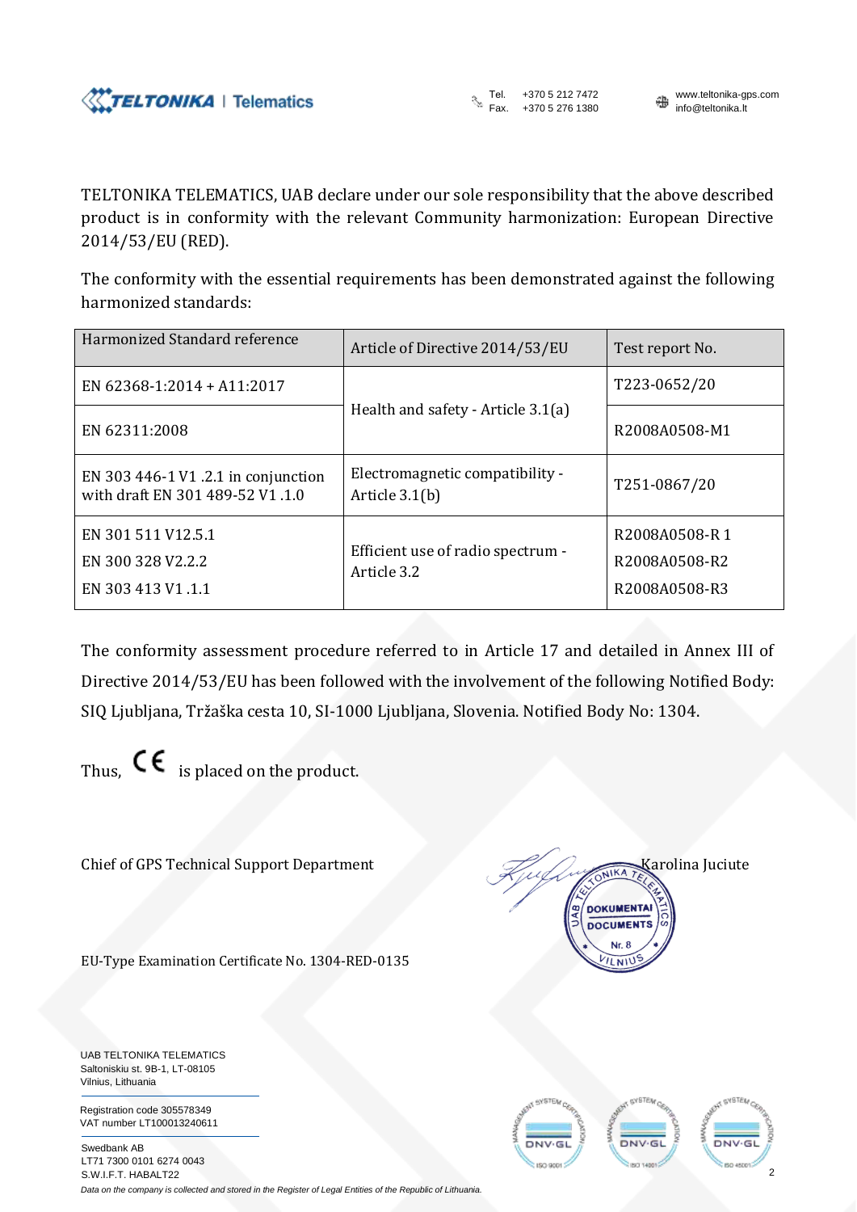TELTONIKA TELEMATICS, UAB declare under our sole responsibility that the above described product is in conformity with the relevant Community harmonization: European Directive 2014/53/EU (RED).

The conformity with the essential requirements has been demonstrated against the following harmonized standards:

| Harmonized Standard reference | Article of Directive 2014/53/EU | Test report No. |
|---|---|---|
| EN 62368-1:2014 + A11:2017 | Health and safety - Article 3.1(a) | T223-0652/20 |
| EN 62311:2008 | | R2008A0508-M1 |
| EN 303 446-1 V1 .2.1 in conjunction with draft EN 301 489-52 V1 .1.0 | Electromagnetic compatibility - Article 3.1(b) | T251-0867/20 |
| EN 301 511 V12.5.1<br>EN 300 328 V2.2.2<br>EN 303 413 V1 .1.1 | Efficient use of radio spectrum - Article 3.2 | R2008A0508-R 1<br>R2008A0508-R2<br>R2008A0508-R3 |

The conformity assessment procedure referred to in Article 17 and detailed in Annex III of Directive 2014/53/EU has been followed with the involvement of the following Notified Body: SIQ Ljubljana, Tržaška cesta 10, SI-1000 Ljubljana, Slovenia. Notified Body No: 1304.

Thus, CE is placed on the product.

Chief of GPS Technical Support Department Karolina Juciute

UAB TELTONIKA TELEMATICS DOKUMENTAI DOCUMENTS Nr. 8 VILNIUS

EU-Type Examination Certificate No. 1304-RED-0135

UAB TELTONIKA TELEMATICS
Saltoniskiu st. 9B-1, LT-08105
Vilnius, Lithuania

Registration code 305578349
VAT number LT100013240611

Swedbank AB
LT71 7300 0101 6274 0043
S.W.I.F.T. HABALT22

*Data on the company is collected and stored in the Register of Legal Entities of the Republic of Lithuania.*